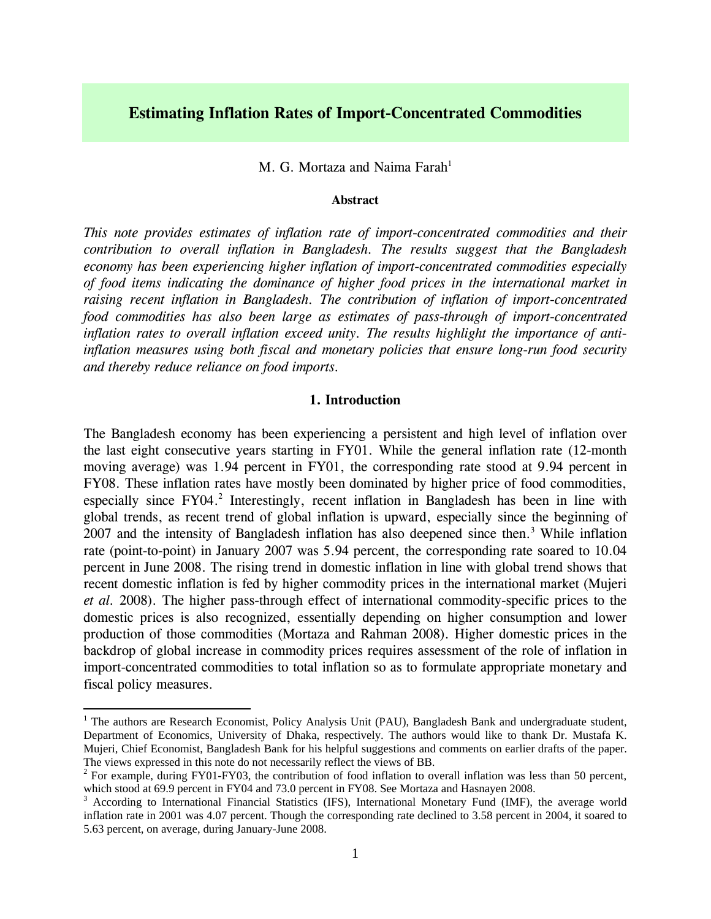# Estimating Inflation Rates of Import-Concentrated Commodities

M. G. Mortaza and Naima Farah[1]

**Abstract**

*This note provides estimates of inflation rate of import-concentrated commodities and their contribution to overall inflation in Bangladesh. The results suggest that the Bangladesh economy has been experiencing higher inflation of import-concentrated commodities especially of food items indicating the dominance of higher food prices in the international market in raising recent inflation in Bangladesh. The contribution of inflation of import-concentrated food commodities has also been large as estimates of pass-through of import-concentrated inflation rates to overall inflation exceed unity. The results highlight the importance of anti-inflation measures using both fiscal and monetary policies that ensure long-run food security and thereby reduce reliance on food imports.*

## 1. Introduction

The Bangladesh economy has been experiencing a persistent and high level of inflation over the last eight consecutive years starting in FY01. While the general inflation rate (12-month moving average) was 1.94 percent in FY01, the corresponding rate stood at 9.94 percent in FY08. These inflation rates have mostly been dominated by higher price of food commodities, especially since FY04.[2] Interestingly, recent inflation in Bangladesh has been in line with global trends, as recent trend of global inflation is upward, especially since the beginning of 2007 and the intensity of Bangladesh inflation has also deepened since then.[3] While inflation rate (point-to-point) in January 2007 was 5.94 percent, the corresponding rate soared to 10.04 percent in June 2008. The rising trend in domestic inflation in line with global trend shows that recent domestic inflation is fed by higher commodity prices in the international market (Mujeri *et al*. 2008). The higher pass-through effect of international commodity-specific prices to the domestic prices is also recognized, essentially depending on higher consumption and lower production of those commodities (Mortaza and Rahman 2008). Higher domestic prices in the backdrop of global increase in commodity prices requires assessment of the role of inflation in import-concentrated commodities to total inflation so as to formulate appropriate monetary and fiscal policy measures.

---

[1] The authors are Research Economist, Policy Analysis Unit (PAU), Bangladesh Bank and undergraduate student, Department of Economics, University of Dhaka, respectively. The authors would like to thank Dr. Mustafa K. Mujeri, Chief Economist, Bangladesh Bank for his helpful suggestions and comments on earlier drafts of the paper. The views expressed in this note do not necessarily reflect the views of BB.

[2] For example, during FY01-FY03, the contribution of food inflation to overall inflation was less than 50 percent, which stood at 69.9 percent in FY04 and 73.0 percent in FY08. See Mortaza and Hasnayen 2008.

[3] According to International Financial Statistics (IFS), International Monetary Fund (IMF), the average world inflation rate in 2001 was 4.07 percent. Though the corresponding rate declined to 3.58 percent in 2004, it soared to 5.63 percent, on average, during January-June 2008.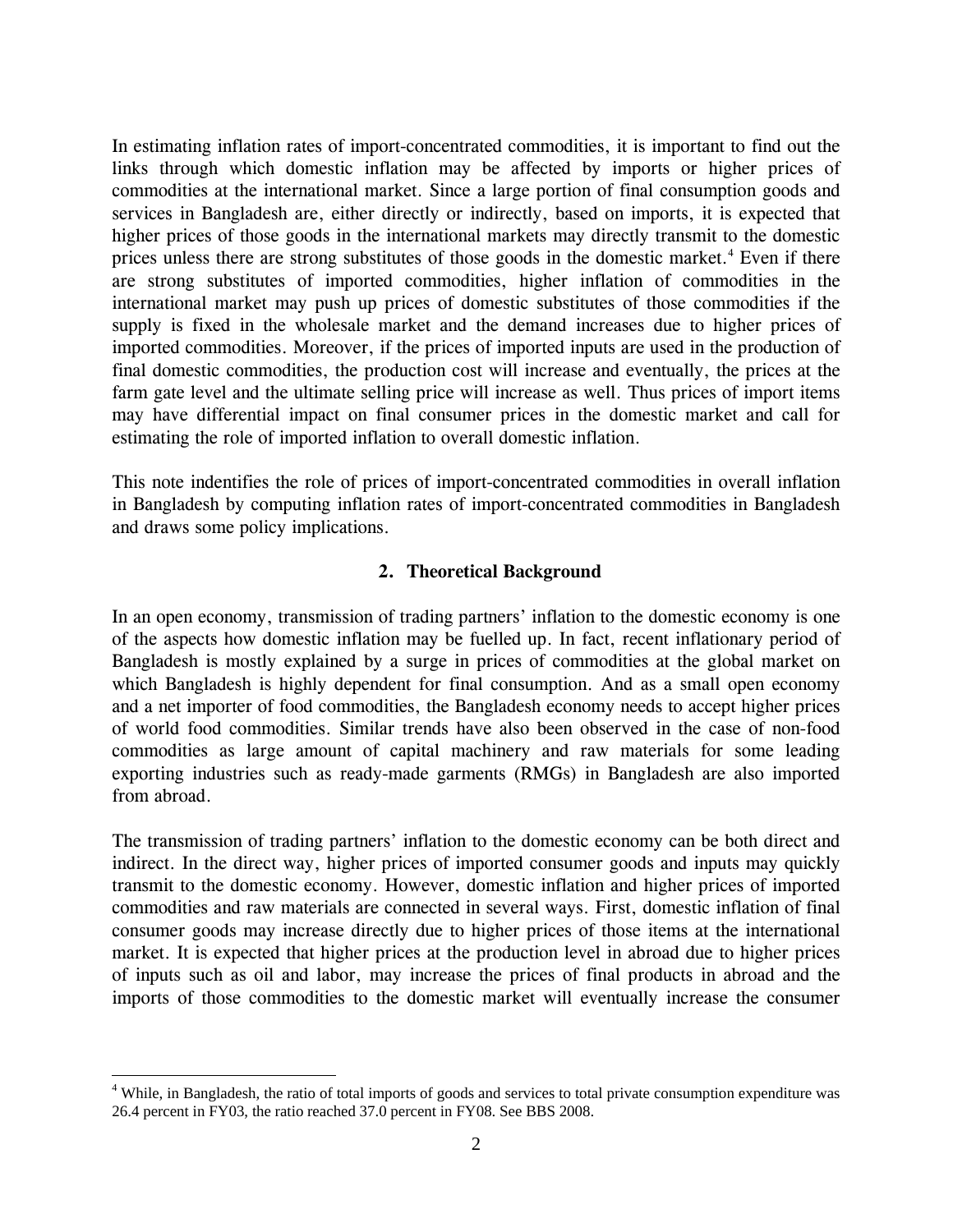In estimating inflation rates of import-concentrated commodities, it is important to find out the links through which domestic inflation may be affected by imports or higher prices of commodities at the international market. Since a large portion of final consumption goods and services in Bangladesh are, either directly or indirectly, based on imports, it is expected that higher prices of those goods in the international markets may directly transmit to the domestic prices unless there are strong substitutes of those goods in the domestic market.[4] Even if there are strong substitutes of imported commodities, higher inflation of commodities in the international market may push up prices of domestic substitutes of those commodities if the supply is fixed in the wholesale market and the demand increases due to higher prices of imported commodities. Moreover, if the prices of imported inputs are used in the production of final domestic commodities, the production cost will increase and eventually, the prices at the farm gate level and the ultimate selling price will increase as well. Thus prices of import items may have differential impact on final consumer prices in the domestic market and call for estimating the role of imported inflation to overall domestic inflation.

This note indentifies the role of prices of import-concentrated commodities in overall inflation in Bangladesh by computing inflation rates of import-concentrated commodities in Bangladesh and draws some policy implications.

## 2. Theoretical Background

In an open economy, transmission of trading partners' inflation to the domestic economy is one of the aspects how domestic inflation may be fuelled up. In fact, recent inflationary period of Bangladesh is mostly explained by a surge in prices of commodities at the global market on which Bangladesh is highly dependent for final consumption. And as a small open economy and a net importer of food commodities, the Bangladesh economy needs to accept higher prices of world food commodities. Similar trends have also been observed in the case of non-food commodities as large amount of capital machinery and raw materials for some leading exporting industries such as ready-made garments (RMGs) in Bangladesh are also imported from abroad.

The transmission of trading partners' inflation to the domestic economy can be both direct and indirect. In the direct way, higher prices of imported consumer goods and inputs may quickly transmit to the domestic economy. However, domestic inflation and higher prices of imported commodities and raw materials are connected in several ways. First, domestic inflation of final consumer goods may increase directly due to higher prices of those items at the international market. It is expected that higher prices at the production level in abroad due to higher prices of inputs such as oil and labor, may increase the prices of final products in abroad and the imports of those commodities to the domestic market will eventually increase the consumer

---

[4] While, in Bangladesh, the ratio of total imports of goods and services to total private consumption expenditure was 26.4 percent in FY03, the ratio reached 37.0 percent in FY08. See BBS 2008.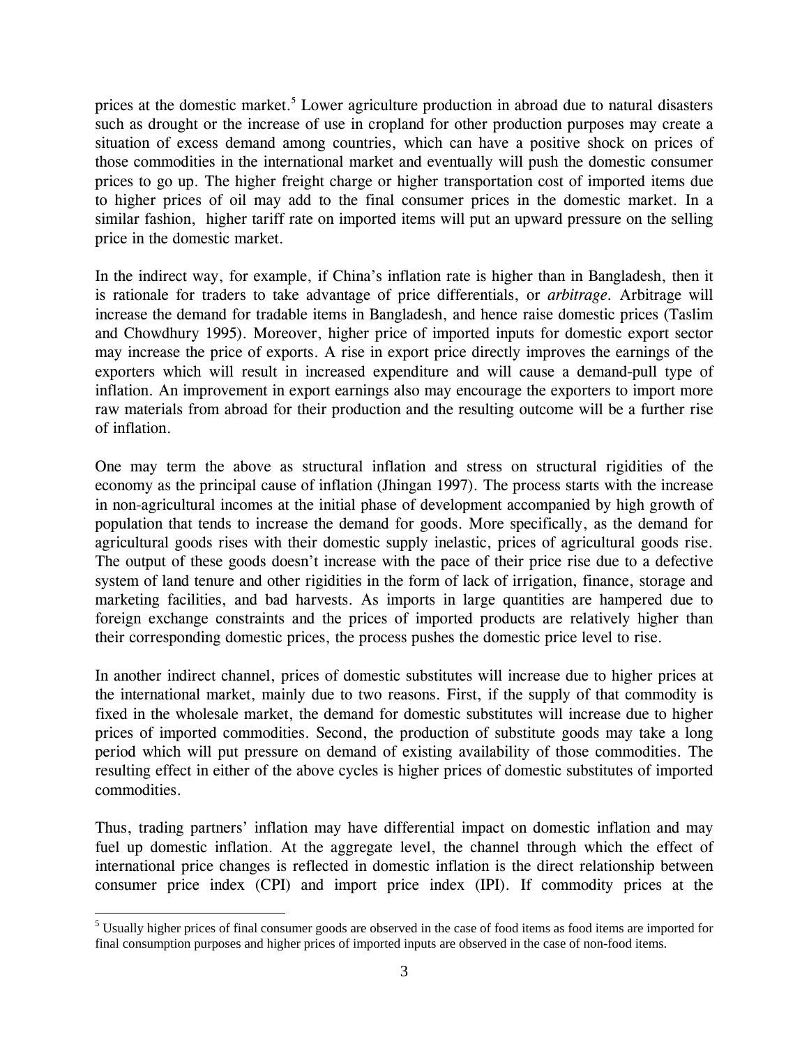prices at the domestic market.[5] Lower agriculture production in abroad due to natural disasters such as drought or the increase of use in cropland for other production purposes may create a situation of excess demand among countries, which can have a positive shock on prices of those commodities in the international market and eventually will push the domestic consumer prices to go up. The higher freight charge or higher transportation cost of imported items due to higher prices of oil may add to the final consumer prices in the domestic market. In a similar fashion, higher tariff rate on imported items will put an upward pressure on the selling price in the domestic market.

In the indirect way, for example, if China's inflation rate is higher than in Bangladesh, then it is rationale for traders to take advantage of price differentials, or *arbitrage*. Arbitrage will increase the demand for tradable items in Bangladesh, and hence raise domestic prices (Taslim and Chowdhury 1995). Moreover, higher price of imported inputs for domestic export sector may increase the price of exports. A rise in export price directly improves the earnings of the exporters which will result in increased expenditure and will cause a demand-pull type of inflation. An improvement in export earnings also may encourage the exporters to import more raw materials from abroad for their production and the resulting outcome will be a further rise of inflation.

One may term the above as structural inflation and stress on structural rigidities of the economy as the principal cause of inflation (Jhingan 1997). The process starts with the increase in non-agricultural incomes at the initial phase of development accompanied by high growth of population that tends to increase the demand for goods. More specifically, as the demand for agricultural goods rises with their domestic supply inelastic, prices of agricultural goods rise. The output of these goods doesn't increase with the pace of their price rise due to a defective system of land tenure and other rigidities in the form of lack of irrigation, finance, storage and marketing facilities, and bad harvests. As imports in large quantities are hampered due to foreign exchange constraints and the prices of imported products are relatively higher than their corresponding domestic prices, the process pushes the domestic price level to rise.

In another indirect channel, prices of domestic substitutes will increase due to higher prices at the international market, mainly due to two reasons. First, if the supply of that commodity is fixed in the wholesale market, the demand for domestic substitutes will increase due to higher prices of imported commodities. Second, the production of substitute goods may take a long period which will put pressure on demand of existing availability of those commodities. The resulting effect in either of the above cycles is higher prices of domestic substitutes of imported commodities.

Thus, trading partners' inflation may have differential impact on domestic inflation and may fuel up domestic inflation. At the aggregate level, the channel through which the effect of international price changes is reflected in domestic inflation is the direct relationship between consumer price index (CPI) and import price index (IPI). If commodity prices at the

[5] Usually higher prices of final consumer goods are observed in the case of food items as food items are imported for final consumption purposes and higher prices of imported inputs are observed in the case of non-food items.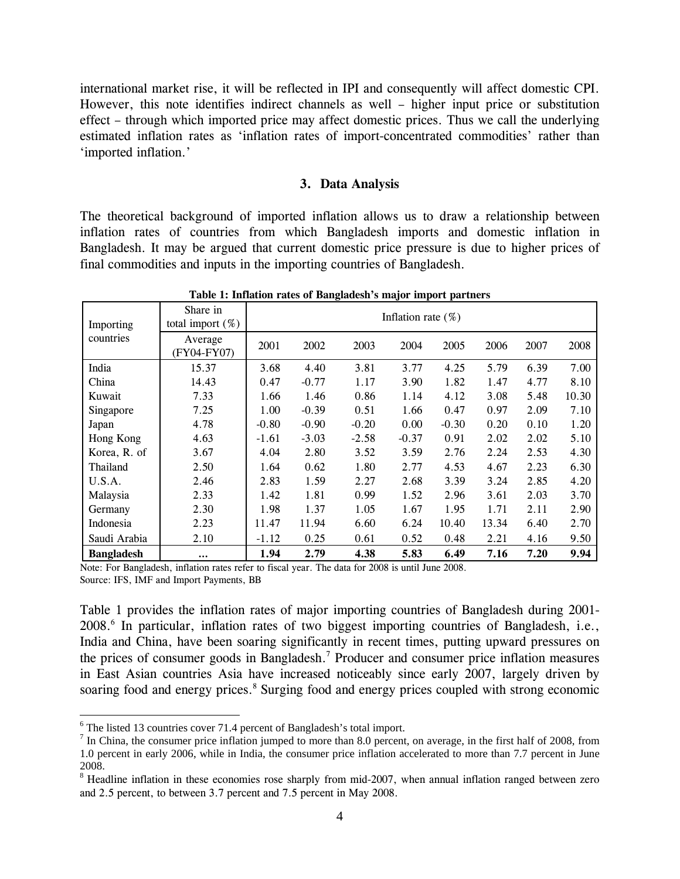international market rise, it will be reflected in IPI and consequently will affect domestic CPI. However, this note identifies indirect channels as well – higher input price or substitution effect – through which imported price may affect domestic prices. Thus we call the underlying estimated inflation rates as 'inflation rates of import-concentrated commodities' rather than 'imported inflation.'

## 3. Data Analysis

The theoretical background of imported inflation allows us to draw a relationship between inflation rates of countries from which Bangladesh imports and domestic inflation in Bangladesh. It may be argued that current domestic price pressure is due to higher prices of final commodities and inputs in the importing countries of Bangladesh.

**Table 1: Inflation rates of Bangladesh's major import partners**

| Importing countries | Share in total import (%) | Inflation rate (%) | | | | | | | |
|---|---|---|---|---|---|---|---|---|---|
| | Average (FY04-FY07) | 2001 | 2002 | 2003 | 2004 | 2005 | 2006 | 2007 | 2008 |
| India | 15.37 | 3.68 | 4.40 | 3.81 | 3.77 | 4.25 | 5.79 | 6.39 | 7.00 |
| China | 14.43 | 0.47 | -0.77 | 1.17 | 3.90 | 1.82 | 1.47 | 4.77 | 8.10 |
| Kuwait | 7.33 | 1.66 | 1.46 | 0.86 | 1.14 | 4.12 | 3.08 | 5.48 | 10.30 |
| Singapore | 7.25 | 1.00 | -0.39 | 0.51 | 1.66 | 0.47 | 0.97 | 2.09 | 7.10 |
| Japan | 4.78 | -0.80 | -0.90 | -0.20 | 0.00 | -0.30 | 0.20 | 0.10 | 1.20 |
| Hong Kong | 4.63 | -1.61 | -3.03 | -2.58 | -0.37 | 0.91 | 2.02 | 2.02 | 5.10 |
| Korea, R. of | 3.67 | 4.04 | 2.80 | 3.52 | 3.59 | 2.76 | 2.24 | 2.53 | 4.30 |
| Thailand | 2.50 | 1.64 | 0.62 | 1.80 | 2.77 | 4.53 | 4.67 | 2.23 | 6.30 |
| U.S.A. | 2.46 | 2.83 | 1.59 | 2.27 | 2.68 | 3.39 | 3.24 | 2.85 | 4.20 |
| Malaysia | 2.33 | 1.42 | 1.81 | 0.99 | 1.52 | 2.96 | 3.61 | 2.03 | 3.70 |
| Germany | 2.30 | 1.98 | 1.37 | 1.05 | 1.67 | 1.95 | 1.71 | 2.11 | 2.90 |
| Indonesia | 2.23 | 11.47 | 11.94 | 6.60 | 6.24 | 10.40 | 13.34 | 6.40 | 2.70 |
| Saudi Arabia | 2.10 | -1.12 | 0.25 | 0.61 | 0.52 | 0.48 | 2.21 | 4.16 | 9.50 |
| **Bangladesh** | **…** | **1.94** | **2.79** | **4.38** | **5.83** | **6.49** | **7.16** | **7.20** | **9.94** |

Note: For Bangladesh, inflation rates refer to fiscal year. The data for 2008 is until June 2008.
Source: IFS, IMF and Import Payments, BB

Table 1 provides the inflation rates of major importing countries of Bangladesh during 2001-2008.[6] In particular, inflation rates of two biggest importing countries of Bangladesh, i.e., India and China, have been soaring significantly in recent times, putting upward pressures on the prices of consumer goods in Bangladesh.[7] Producer and consumer price inflation measures in East Asian countries Asia have increased noticeably since early 2007, largely driven by soaring food and energy prices.[8] Surging food and energy prices coupled with strong economic

[6] The listed 13 countries cover 71.4 percent of Bangladesh's total import.

[7] In China, the consumer price inflation jumped to more than 8.0 percent, on average, in the first half of 2008, from 1.0 percent in early 2006, while in India, the consumer price inflation accelerated to more than 7.7 percent in June 2008.

[8] Headline inflation in these economies rose sharply from mid-2007, when annual inflation ranged between zero and 2.5 percent, to between 3.7 percent and 7.5 percent in May 2008.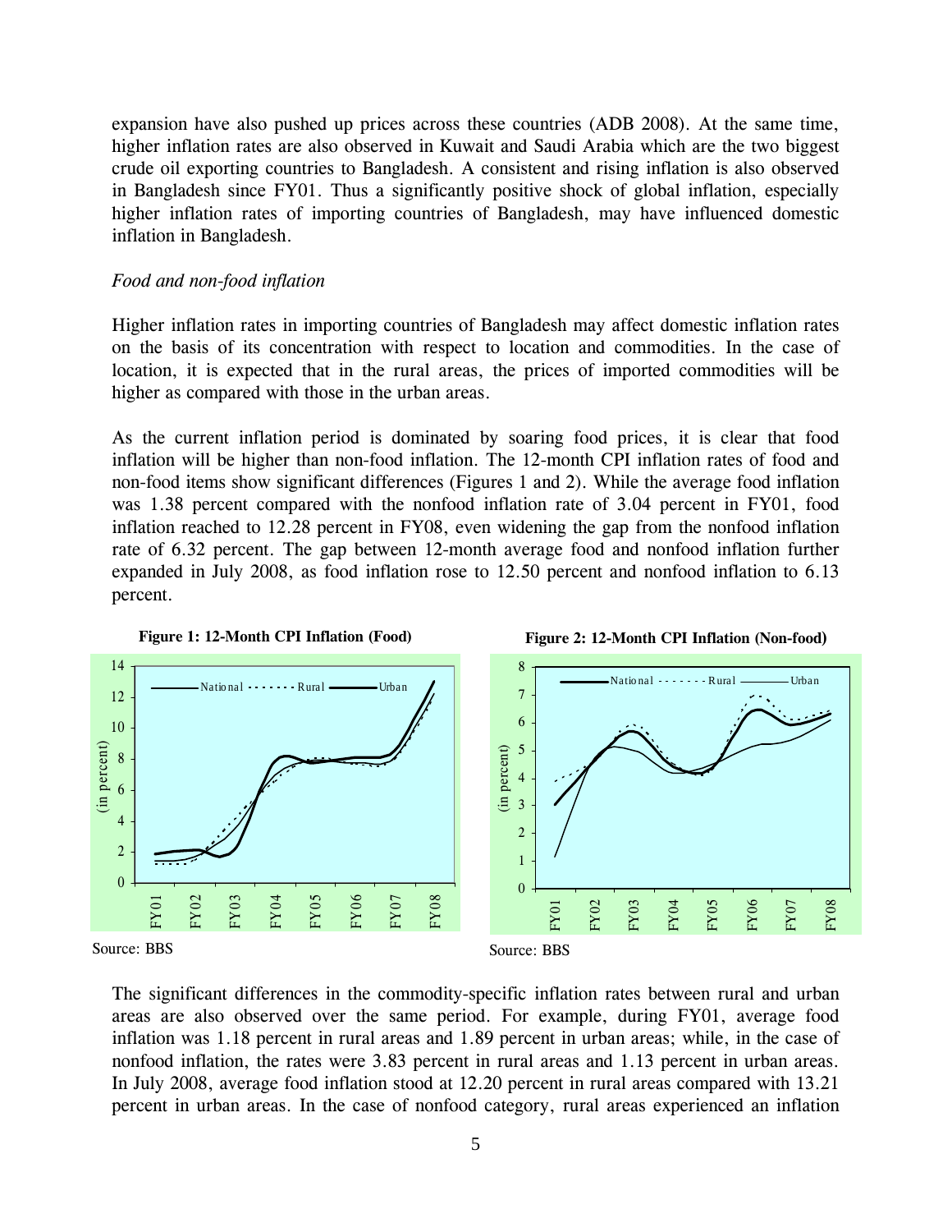expansion have also pushed up prices across these countries (ADB 2008). At the same time, higher inflation rates are also observed in Kuwait and Saudi Arabia which are the two biggest crude oil exporting countries to Bangladesh. A consistent and rising inflation is also observed in Bangladesh since FY01. Thus a significantly positive shock of global inflation, especially higher inflation rates of importing countries of Bangladesh, may have influenced domestic inflation in Bangladesh.

*Food and non-food inflation*

Higher inflation rates in importing countries of Bangladesh may affect domestic inflation rates on the basis of its concentration with respect to location and commodities. In the case of location, it is expected that in the rural areas, the prices of imported commodities will be higher as compared with those in the urban areas.

As the current inflation period is dominated by soaring food prices, it is clear that food inflation will be higher than non-food inflation. The 12-month CPI inflation rates of food and non-food items show significant differences (Figures 1 and 2). While the average food inflation was 1.38 percent compared with the nonfood inflation rate of 3.04 percent in FY01, food inflation reached to 12.28 percent in FY08, even widening the gap from the nonfood inflation rate of 6.32 percent. The gap between 12-month average food and nonfood inflation further expanded in July 2008, as food inflation rose to 12.50 percent and nonfood inflation to 6.13 percent.

**Figure 1: 12-Month CPI Inflation (Food)**

Source: BBS

**Figure 2: 12-Month CPI Inflation (Non-food)**

Source: BBS

The significant differences in the commodity-specific inflation rates between rural and urban areas are also observed over the same period. For example, during FY01, average food inflation was 1.18 percent in rural areas and 1.89 percent in urban areas; while, in the case of nonfood inflation, the rates were 3.83 percent in rural areas and 1.13 percent in urban areas. In July 2008, average food inflation stood at 12.20 percent in rural areas compared with 13.21 percent in urban areas. In the case of nonfood category, rural areas experienced an inflation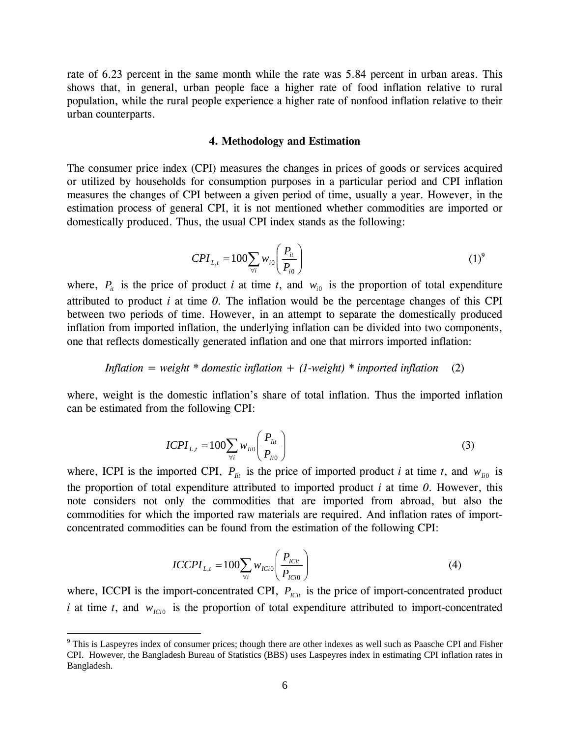rate of 6.23 percent in the same month while the rate was 5.84 percent in urban areas. This shows that, in general, urban people face a higher rate of food inflation relative to rural population, while the rural people experience a higher rate of nonfood inflation relative to their urban counterparts.

## 4. Methodology and Estimation

The consumer price index (CPI) measures the changes in prices of goods or services acquired or utilized by households for consumption purposes in a particular period and CPI inflation measures the changes of CPI between a given period of time, usually a year. However, in the estimation process of general CPI, it is not mentioned whether commodities are imported or domestically produced. Thus, the usual CPI index stands as the following:

$$CPI_{L,t} = 100\sum_{\forall i} w_{i0}\left(\frac{P_{it}}{P_{i0}}\right) \qquad (1)^{9}$$

where, $P_{it}$ is the price of product $i$ at time $t$, and $w_{i0}$ is the proportion of total expenditure attributed to product $i$ at time $0$. The inflation would be the percentage changes of this CPI between two periods of time. However, in an attempt to separate the domestically produced inflation from imported inflation, the underlying inflation can be divided into two components, one that reflects domestically generated inflation and one that mirrors imported inflation:

*Inflation = weight * domestic inflation + (1-weight) * imported inflation* (2)

where, weight is the domestic inflation's share of total inflation. Thus the imported inflation can be estimated from the following CPI:

$$ICPI_{L,t} = 100\sum_{\forall i} w_{Ii0}\left(\frac{P_{Iit}}{P_{Ii0}}\right) \qquad (3)$$

where, ICPI is the imported CPI, $P_{Iit}$ is the price of imported product $i$ at time $t$, and $w_{Ii0}$ is the proportion of total expenditure attributed to imported product $i$ at time $0$. However, this note considers not only the commodities that are imported from abroad, but also the commodities for which the imported raw materials are required. And inflation rates of import-concentrated commodities can be found from the estimation of the following CPI:

$$ICCPI_{L,t} = 100\sum_{\forall i} w_{ICi0}\left(\frac{P_{ICit}}{P_{ICi0}}\right) \qquad (4)$$

where, ICCPI is the import-concentrated CPI, $P_{ICit}$ is the price of import-concentrated product $i$ at time $t$, and $w_{ICi0}$ is the proportion of total expenditure attributed to import-concentrated

[9] This is Laspeyres index of consumer prices; though there are other indexes as well such as Paasche CPI and Fisher CPI. However, the Bangladesh Bureau of Statistics (BBS) uses Laspeyres index in estimating CPI inflation rates in Bangladesh.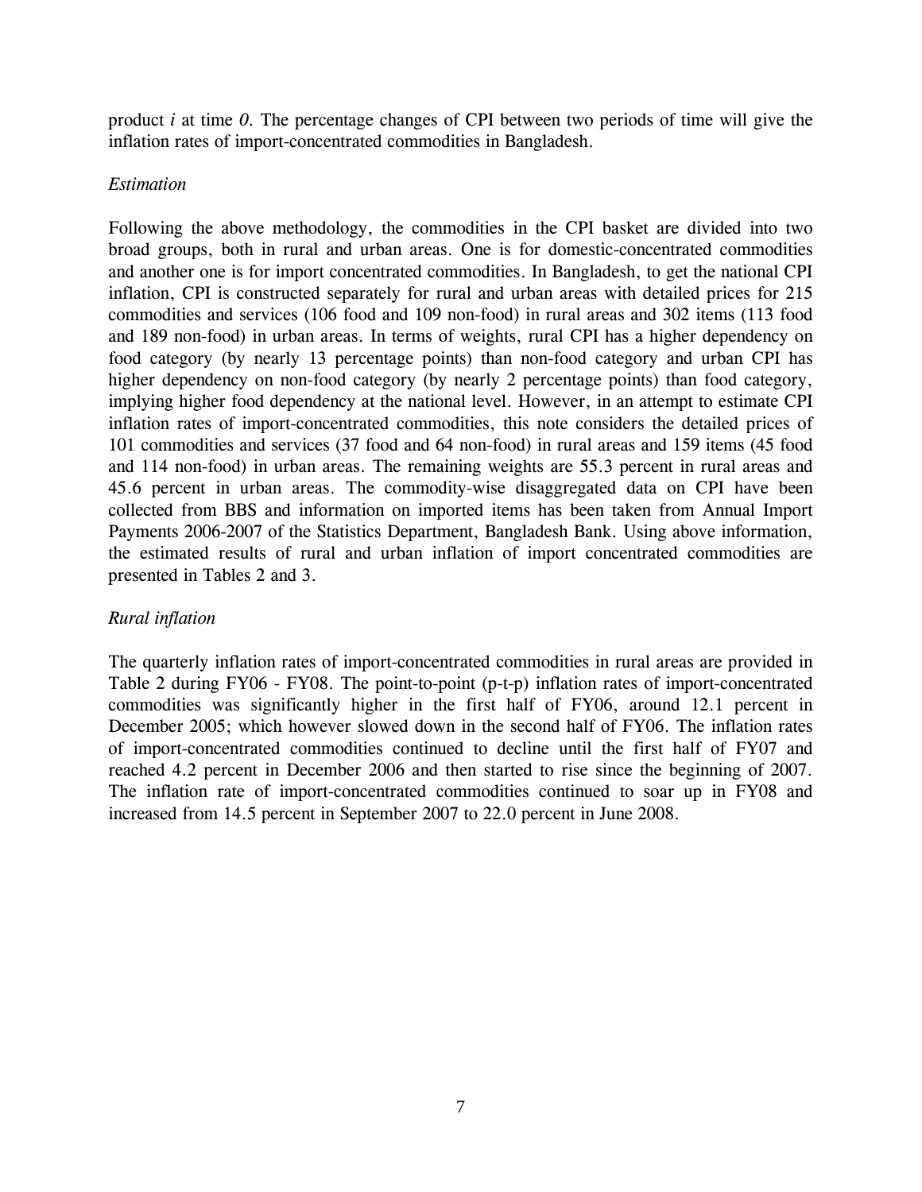product $i$ at time $0$. The percentage changes of CPI between two periods of time will give the inflation rates of import-concentrated commodities in Bangladesh.

*Estimation*

Following the above methodology, the commodities in the CPI basket are divided into two broad groups, both in rural and urban areas. One is for domestic-concentrated commodities and another one is for import concentrated commodities. In Bangladesh, to get the national CPI inflation, CPI is constructed separately for rural and urban areas with detailed prices for 215 commodities and services (106 food and 109 non-food) in rural areas and 302 items (113 food and 189 non-food) in urban areas. In terms of weights, rural CPI has a higher dependency on food category (by nearly 13 percentage points) than non-food category and urban CPI has higher dependency on non-food category (by nearly 2 percentage points) than food category, implying higher food dependency at the national level. However, in an attempt to estimate CPI inflation rates of import-concentrated commodities, this note considers the detailed prices of 101 commodities and services (37 food and 64 non-food) in rural areas and 159 items (45 food and 114 non-food) in urban areas. The remaining weights are 55.3 percent in rural areas and 45.6 percent in urban areas. The commodity-wise disaggregated data on CPI have been collected from BBS and information on imported items has been taken from Annual Import Payments 2006-2007 of the Statistics Department, Bangladesh Bank. Using above information, the estimated results of rural and urban inflation of import concentrated commodities are presented in Tables 2 and 3.

*Rural inflation*

The quarterly inflation rates of import-concentrated commodities in rural areas are provided in Table 2 during FY06 - FY08. The point-to-point (p-t-p) inflation rates of import-concentrated commodities was significantly higher in the first half of FY06, around 12.1 percent in December 2005; which however slowed down in the second half of FY06. The inflation rates of import-concentrated commodities continued to decline until the first half of FY07 and reached 4.2 percent in December 2006 and then started to rise since the beginning of 2007. The inflation rate of import-concentrated commodities continued to soar up in FY08 and increased from 14.5 percent in September 2007 to 22.0 percent in June 2008.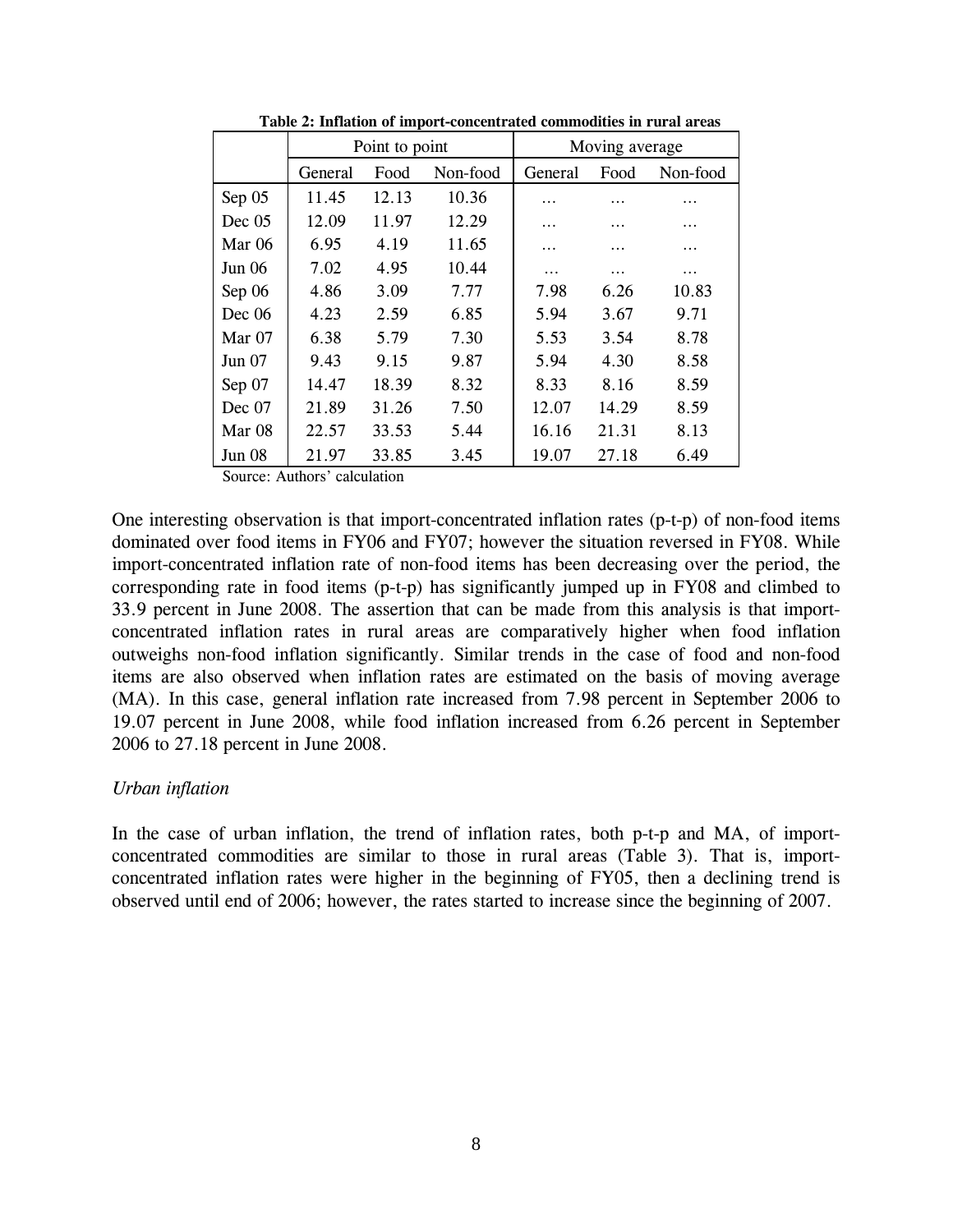**Table 2: Inflation of import-concentrated commodities in rural areas**

| | Point to point | | | Moving average | | |
|---|---|---|---|---|---|---|
| | General | Food | Non-food | General | Food | Non-food |
| Sep 05 | 11.45 | 12.13 | 10.36 | … | … | … |
| Dec 05 | 12.09 | 11.97 | 12.29 | … | … | … |
| Mar 06 | 6.95 | 4.19 | 11.65 | … | … | … |
| Jun 06 | 7.02 | 4.95 | 10.44 | … | … | … |
| Sep 06 | 4.86 | 3.09 | 7.77 | 7.98 | 6.26 | 10.83 |
| Dec 06 | 4.23 | 2.59 | 6.85 | 5.94 | 3.67 | 9.71 |
| Mar 07 | 6.38 | 5.79 | 7.30 | 5.53 | 3.54 | 8.78 |
| Jun 07 | 9.43 | 9.15 | 9.87 | 5.94 | 4.30 | 8.58 |
| Sep 07 | 14.47 | 18.39 | 8.32 | 8.33 | 8.16 | 8.59 |
| Dec 07 | 21.89 | 31.26 | 7.50 | 12.07 | 14.29 | 8.59 |
| Mar 08 | 22.57 | 33.53 | 5.44 | 16.16 | 21.31 | 8.13 |
| Jun 08 | 21.97 | 33.85 | 3.45 | 19.07 | 27.18 | 6.49 |

Source: Authors' calculation

One interesting observation is that import-concentrated inflation rates (p-t-p) of non-food items dominated over food items in FY06 and FY07; however the situation reversed in FY08. While import-concentrated inflation rate of non-food items has been decreasing over the period, the corresponding rate in food items (p-t-p) has significantly jumped up in FY08 and climbed to 33.9 percent in June 2008. The assertion that can be made from this analysis is that import-concentrated inflation rates in rural areas are comparatively higher when food inflation outweighs non-food inflation significantly. Similar trends in the case of food and non-food items are also observed when inflation rates are estimated on the basis of moving average (MA). In this case, general inflation rate increased from 7.98 percent in September 2006 to 19.07 percent in June 2008, while food inflation increased from 6.26 percent in September 2006 to 27.18 percent in June 2008.

*Urban inflation*

In the case of urban inflation, the trend of inflation rates, both p-t-p and MA, of import-concentrated commodities are similar to those in rural areas (Table 3). That is, import-concentrated inflation rates were higher in the beginning of FY05, then a declining trend is observed until end of 2006; however, the rates started to increase since the beginning of 2007.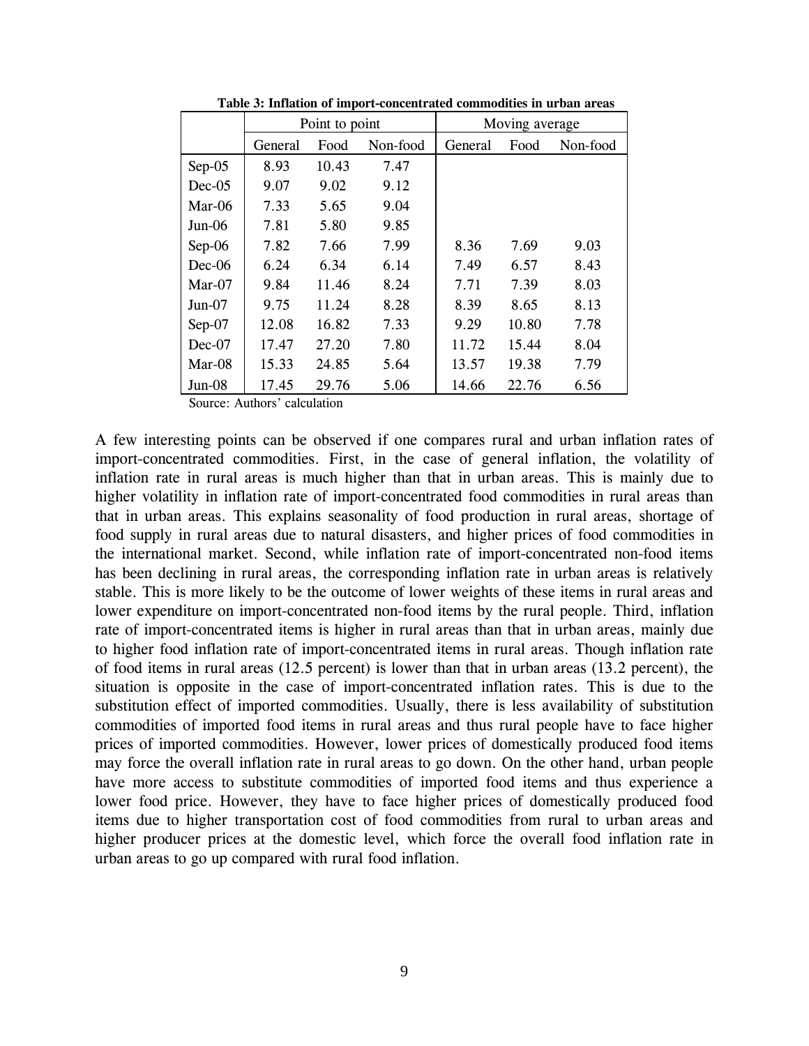**Table 3: Inflation of import-concentrated commodities in urban areas**

| | Point to point | | | Moving average | | |
|---|---|---|---|---|---|---|
| | General | Food | Non-food | General | Food | Non-food |
| Sep-05 | 8.93 | 10.43 | 7.47 | | | |
| Dec-05 | 9.07 | 9.02 | 9.12 | | | |
| Mar-06 | 7.33 | 5.65 | 9.04 | | | |
| Jun-06 | 7.81 | 5.80 | 9.85 | | | |
| Sep-06 | 7.82 | 7.66 | 7.99 | 8.36 | 7.69 | 9.03 |
| Dec-06 | 6.24 | 6.34 | 6.14 | 7.49 | 6.57 | 8.43 |
| Mar-07 | 9.84 | 11.46 | 8.24 | 7.71 | 7.39 | 8.03 |
| Jun-07 | 9.75 | 11.24 | 8.28 | 8.39 | 8.65 | 8.13 |
| Sep-07 | 12.08 | 16.82 | 7.33 | 9.29 | 10.80 | 7.78 |
| Dec-07 | 17.47 | 27.20 | 7.80 | 11.72 | 15.44 | 8.04 |
| Mar-08 | 15.33 | 24.85 | 5.64 | 13.57 | 19.38 | 7.79 |
| Jun-08 | 17.45 | 29.76 | 5.06 | 14.66 | 22.76 | 6.56 |

Source: Authors' calculation

A few interesting points can be observed if one compares rural and urban inflation rates of import-concentrated commodities. First, in the case of general inflation, the volatility of inflation rate in rural areas is much higher than that in urban areas. This is mainly due to higher volatility in inflation rate of import-concentrated food commodities in rural areas than that in urban areas. This explains seasonality of food production in rural areas, shortage of food supply in rural areas due to natural disasters, and higher prices of food commodities in the international market. Second, while inflation rate of import-concentrated non-food items has been declining in rural areas, the corresponding inflation rate in urban areas is relatively stable. This is more likely to be the outcome of lower weights of these items in rural areas and lower expenditure on import-concentrated non-food items by the rural people. Third, inflation rate of import-concentrated items is higher in rural areas than that in urban areas, mainly due to higher food inflation rate of import-concentrated items in rural areas. Though inflation rate of food items in rural areas (12.5 percent) is lower than that in urban areas (13.2 percent), the situation is opposite in the case of import-concentrated inflation rates. This is due to the substitution effect of imported commodities. Usually, there is less availability of substitution commodities of imported food items in rural areas and thus rural people have to face higher prices of imported commodities. However, lower prices of domestically produced food items may force the overall inflation rate in rural areas to go down. On the other hand, urban people have more access to substitute commodities of imported food items and thus experience a lower food price. However, they have to face higher prices of domestically produced food items due to higher transportation cost of food commodities from rural to urban areas and higher producer prices at the domestic level, which force the overall food inflation rate in urban areas to go up compared with rural food inflation.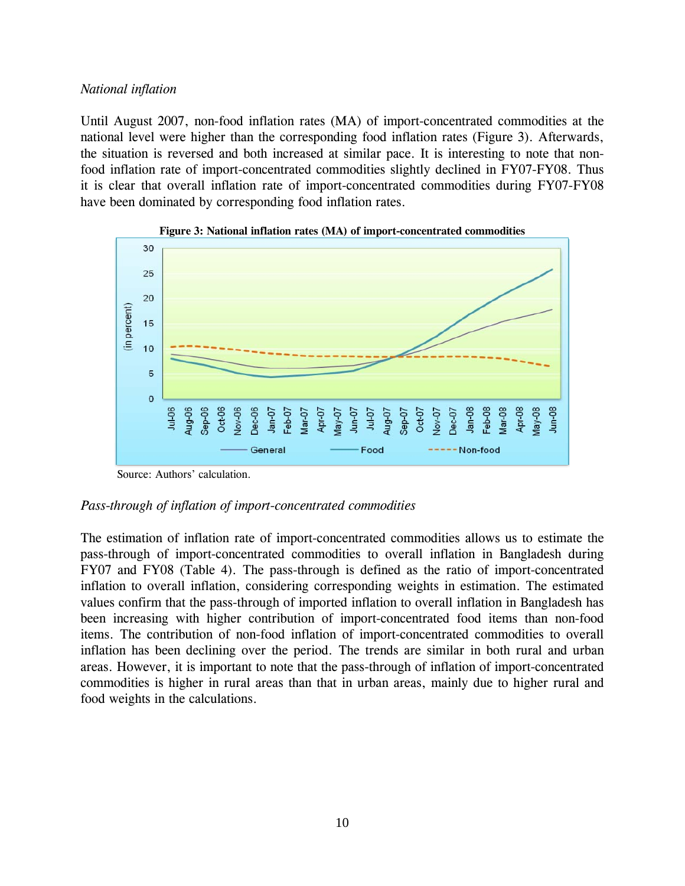*National inflation*

Until August 2007, non-food inflation rates (MA) of import-concentrated commodities at the national level were higher than the corresponding food inflation rates (Figure 3). Afterwards, the situation is reversed and both increased at similar pace. It is interesting to note that non-food inflation rate of import-concentrated commodities slightly declined in FY07-FY08. Thus it is clear that overall inflation rate of import-concentrated commodities during FY07-FY08 have been dominated by corresponding food inflation rates.

**Figure 3: National inflation rates (MA) of import-concentrated commodities**

Source: Authors' calculation.

*Pass-through of inflation of import-concentrated commodities*

The estimation of inflation rate of import-concentrated commodities allows us to estimate the pass-through of import-concentrated commodities to overall inflation in Bangladesh during FY07 and FY08 (Table 4). The pass-through is defined as the ratio of import-concentrated inflation to overall inflation, considering corresponding weights in estimation. The estimated values confirm that the pass-through of imported inflation to overall inflation in Bangladesh has been increasing with higher contribution of import-concentrated food items than non-food items. The contribution of non-food inflation of import-concentrated commodities to overall inflation has been declining over the period. The trends are similar in both rural and urban areas. However, it is important to note that the pass-through of inflation of import-concentrated commodities is higher in rural areas than that in urban areas, mainly due to higher rural and food weights in the calculations.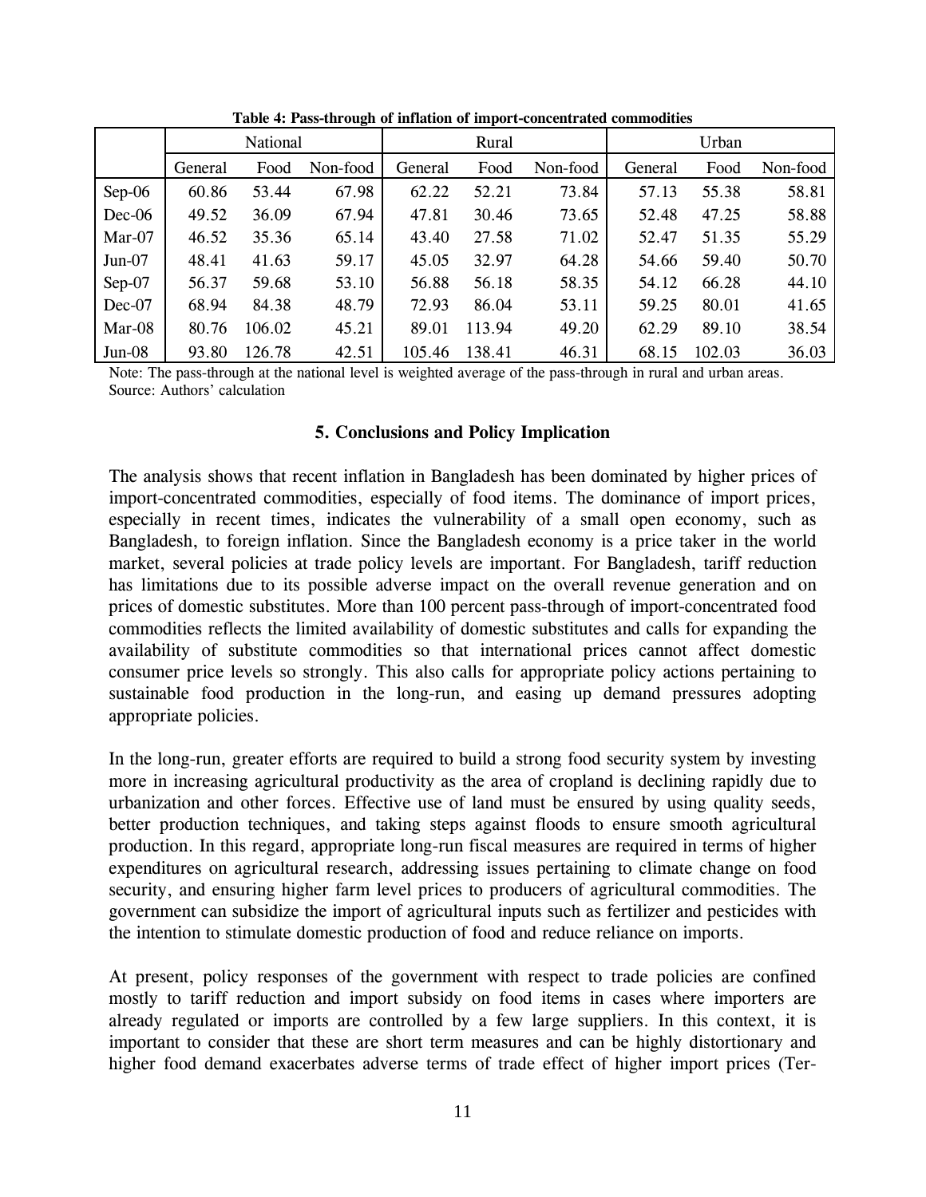**Table 4: Pass-through of inflation of import-concentrated commodities**

| | National | | | Rural | | | Urban | | |
|---|---|---|---|---|---|---|---|---|---|
| | General | Food | Non-food | General | Food | Non-food | General | Food | Non-food |
| Sep-06 | 60.86 | 53.44 | 67.98 | 62.22 | 52.21 | 73.84 | 57.13 | 55.38 | 58.81 |
| Dec-06 | 49.52 | 36.09 | 67.94 | 47.81 | 30.46 | 73.65 | 52.48 | 47.25 | 58.88 |
| Mar-07 | 46.52 | 35.36 | 65.14 | 43.40 | 27.58 | 71.02 | 52.47 | 51.35 | 55.29 |
| Jun-07 | 48.41 | 41.63 | 59.17 | 45.05 | 32.97 | 64.28 | 54.66 | 59.40 | 50.70 |
| Sep-07 | 56.37 | 59.68 | 53.10 | 56.88 | 56.18 | 58.35 | 54.12 | 66.28 | 44.10 |
| Dec-07 | 68.94 | 84.38 | 48.79 | 72.93 | 86.04 | 53.11 | 59.25 | 80.01 | 41.65 |
| Mar-08 | 80.76 | 106.02 | 45.21 | 89.01 | 113.94 | 49.20 | 62.29 | 89.10 | 38.54 |
| Jun-08 | 93.80 | 126.78 | 42.51 | 105.46 | 138.41 | 46.31 | 68.15 | 102.03 | 36.03 |

Note: The pass-through at the national level is weighted average of the pass-through in rural and urban areas.
Source: Authors' calculation

## 5. Conclusions and Policy Implication

The analysis shows that recent inflation in Bangladesh has been dominated by higher prices of import-concentrated commodities, especially of food items. The dominance of import prices, especially in recent times, indicates the vulnerability of a small open economy, such as Bangladesh, to foreign inflation. Since the Bangladesh economy is a price taker in the world market, several policies at trade policy levels are important. For Bangladesh, tariff reduction has limitations due to its possible adverse impact on the overall revenue generation and on prices of domestic substitutes. More than 100 percent pass-through of import-concentrated food commodities reflects the limited availability of domestic substitutes and calls for expanding the availability of substitute commodities so that international prices cannot affect domestic consumer price levels so strongly. This also calls for appropriate policy actions pertaining to sustainable food production in the long-run, and easing up demand pressures adopting appropriate policies.

In the long-run, greater efforts are required to build a strong food security system by investing more in increasing agricultural productivity as the area of cropland is declining rapidly due to urbanization and other forces. Effective use of land must be ensured by using quality seeds, better production techniques, and taking steps against floods to ensure smooth agricultural production. In this regard, appropriate long-run fiscal measures are required in terms of higher expenditures on agricultural research, addressing issues pertaining to climate change on food security, and ensuring higher farm level prices to producers of agricultural commodities. The government can subsidize the import of agricultural inputs such as fertilizer and pesticides with the intention to stimulate domestic production of food and reduce reliance on imports.

At present, policy responses of the government with respect to trade policies are confined mostly to tariff reduction and import subsidy on food items in cases where importers are already regulated or imports are controlled by a few large suppliers. In this context, it is important to consider that these are short term measures and can be highly distortionary and higher food demand exacerbates adverse terms of trade effect of higher import prices (Ter-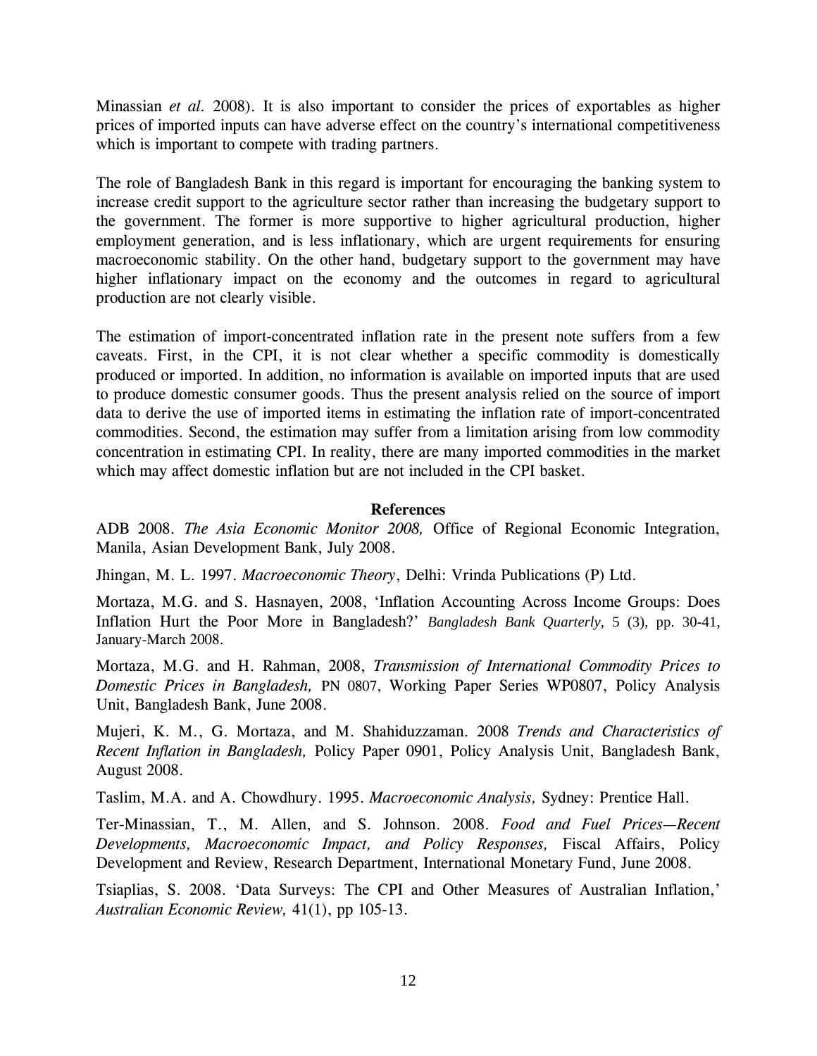Minassian *et al.* 2008). It is also important to consider the prices of exportables as higher prices of imported inputs can have adverse effect on the country's international competitiveness which is important to compete with trading partners.

The role of Bangladesh Bank in this regard is important for encouraging the banking system to increase credit support to the agriculture sector rather than increasing the budgetary support to the government. The former is more supportive to higher agricultural production, higher employment generation, and is less inflationary, which are urgent requirements for ensuring macroeconomic stability. On the other hand, budgetary support to the government may have higher inflationary impact on the economy and the outcomes in regard to agricultural production are not clearly visible.

The estimation of import-concentrated inflation rate in the present note suffers from a few caveats. First, in the CPI, it is not clear whether a specific commodity is domestically produced or imported. In addition, no information is available on imported inputs that are used to produce domestic consumer goods. Thus the present analysis relied on the source of import data to derive the use of imported items in estimating the inflation rate of import-concentrated commodities. Second, the estimation may suffer from a limitation arising from low commodity concentration in estimating CPI. In reality, there are many imported commodities in the market which may affect domestic inflation but are not included in the CPI basket.

## References

ADB 2008. *The Asia Economic Monitor 2008,* Office of Regional Economic Integration, Manila, Asian Development Bank, July 2008.

Jhingan, M. L. 1997. *Macroeconomic Theory*, Delhi: Vrinda Publications (P) Ltd.

Mortaza, M.G. and S. Hasnayen, 2008, 'Inflation Accounting Across Income Groups: Does Inflation Hurt the Poor More in Bangladesh?' *Bangladesh Bank Quarterly,* 5 (3), pp. 30-41, January-March 2008.

Mortaza, M.G. and H. Rahman, 2008, *Transmission of International Commodity Prices to Domestic Prices in Bangladesh,* PN 0807, Working Paper Series WP0807, Policy Analysis Unit, Bangladesh Bank, June 2008.

Mujeri, K. M., G. Mortaza, and M. Shahiduzzaman. 2008 *Trends and Characteristics of Recent Inflation in Bangladesh,* Policy Paper 0901, Policy Analysis Unit, Bangladesh Bank, August 2008.

Taslim, M.A. and A. Chowdhury. 1995. *Macroeconomic Analysis,* Sydney: Prentice Hall.

Ter-Minassian, T., M. Allen, and S. Johnson. 2008. *Food and Fuel Prices—Recent Developments, Macroeconomic Impact, and Policy Responses,* Fiscal Affairs, Policy Development and Review, Research Department, International Monetary Fund, June 2008.

Tsiaplias, S. 2008. 'Data Surveys: The CPI and Other Measures of Australian Inflation,' *Australian Economic Review,* 41(1), pp 105-13.